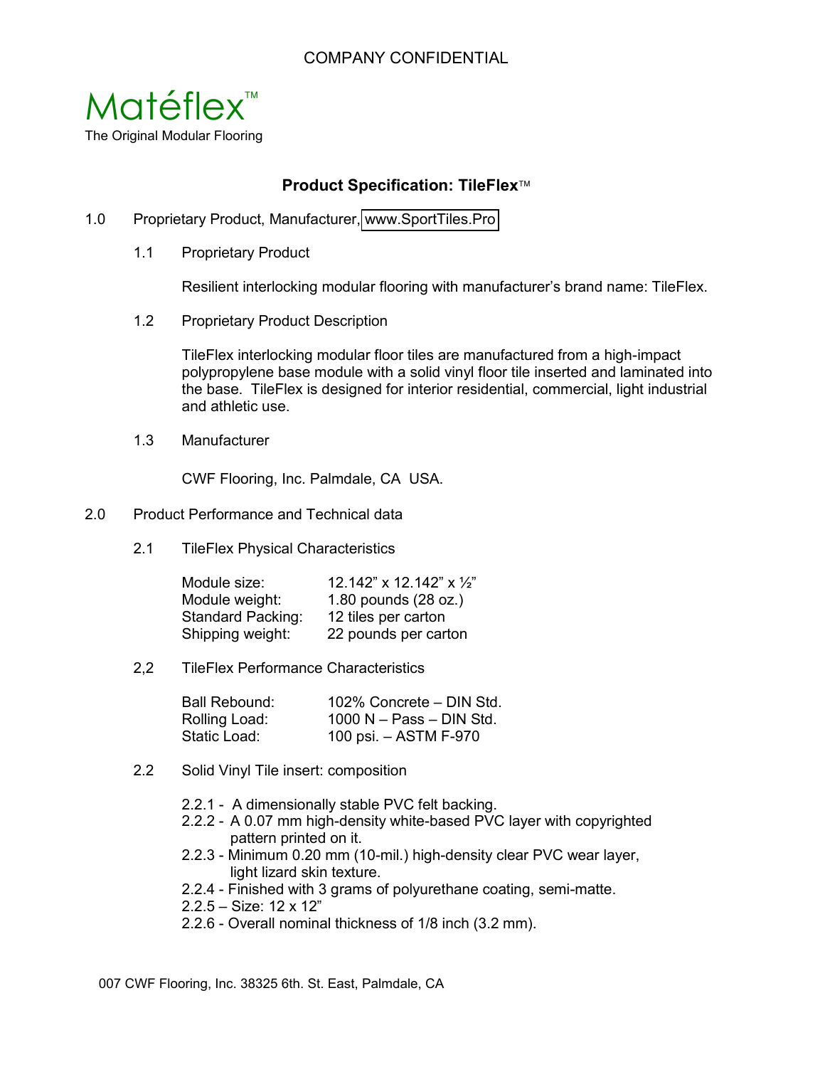COMPANY CONFIDENTIAL

Matéflex™

The Original Modular Flooring

# Product Specification: TileFlex™

1.0 Proprietary Product, Manufacturer, www.SportTiles.Pro

1.1 Proprietary Product

Resilient interlocking modular flooring with manufacturer's brand name: TileFlex.

1.2 Proprietary Product Description

TileFlex interlocking modular floor tiles are manufactured from a high-impact polypropylene base module with a solid vinyl floor tile inserted and laminated into the base. TileFlex is designed for interior residential, commercial, light industrial and athletic use.

1.3 Manufacturer

CWF Flooring, Inc. Palmdale, CA USA.

2.0 Product Performance and Technical data

2.1 TileFlex Physical Characteristics

| | |
|---|---|
| Module size: | 12.142" x 12.142" x ½" |
| Module weight: | 1.80 pounds (28 oz.) |
| Standard Packing: | 12 tiles per carton |
| Shipping weight: | 22 pounds per carton |

2,2 TileFlex Performance Characteristics

| | |
|---|---|
| Ball Rebound: | 102% Concrete – DIN Std. |
| Rolling Load: | 1000 N – Pass – DIN Std. |
| Static Load: | 100 psi. – ASTM F-970 |

2.2 Solid Vinyl Tile insert: composition

2.2.1 - A dimensionally stable PVC felt backing.
2.2.2 - A 0.07 mm high-density white-based PVC layer with copyrighted pattern printed on it.
2.2.3 - Minimum 0.20 mm (10-mil.) high-density clear PVC wear layer, light lizard skin texture.
2.2.4 - Finished with 3 grams of polyurethane coating, semi-matte.
2.2.5 – Size: 12 x 12"
2.2.6 - Overall nominal thickness of 1/8 inch (3.2 mm).

007 CWF Flooring, Inc. 38325 6th. St. East, Palmdale, CA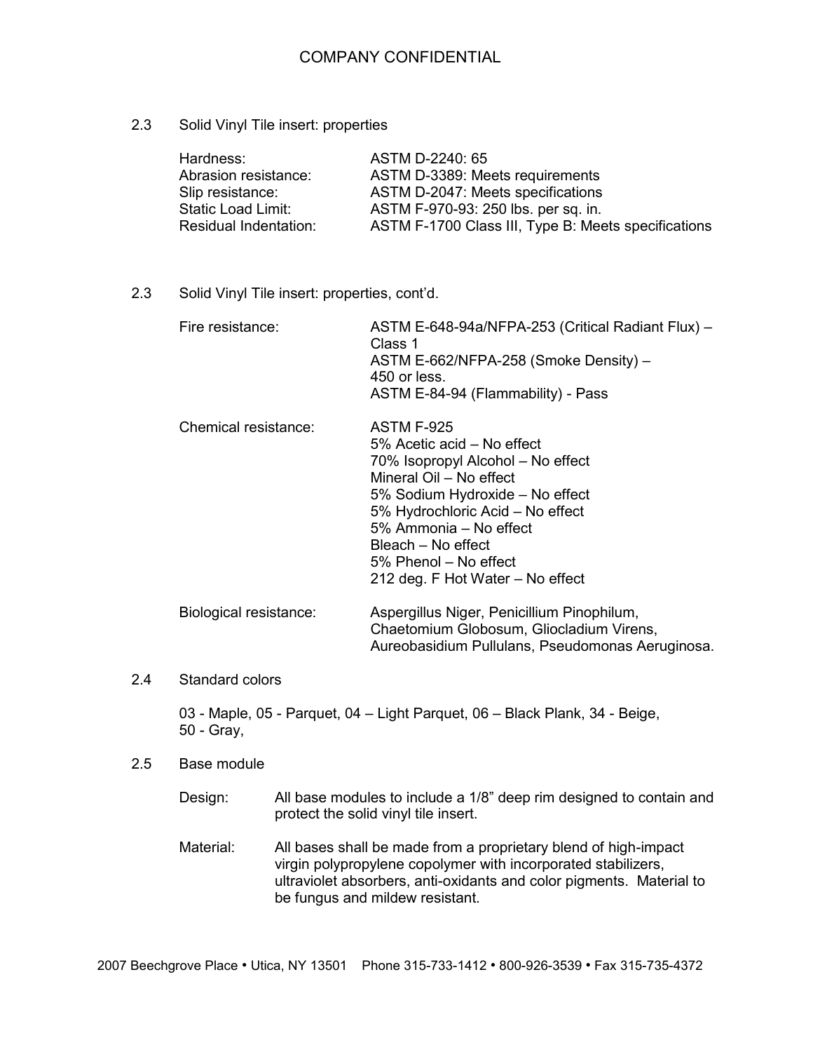## 2.3 Solid Vinyl Tile insert: properties

| | |
|---|---|
| Hardness: | ASTM D-2240: 65 |
| Abrasion resistance: | ASTM D-3389: Meets requirements |
| Slip resistance: | ASTM D-2047: Meets specifications |
| Static Load Limit: | ASTM F-970-93: 250 lbs. per sq. in. |
| Residual Indentation: | ASTM F-1700 Class III, Type B: Meets specifications |

## 2.3 Solid Vinyl Tile insert: properties, cont'd.

Fire resistance:
ASTM E-648-94a/NFPA-253 (Critical Radiant Flux) – Class 1
ASTM E-662/NFPA-258 (Smoke Density) – 450 or less.
ASTM E-84-94 (Flammability) - Pass

Chemical resistance:
ASTM F-925
5% Acetic acid – No effect
70% Isopropyl Alcohol – No effect
Mineral Oil – No effect
5% Sodium Hydroxide – No effect
5% Hydrochloric Acid – No effect
5% Ammonia – No effect
Bleach – No effect
5% Phenol – No effect
212 deg. F Hot Water – No effect

Biological resistance:
Aspergillus Niger, Penicillium Pinophilum, Chaetomium Globosum, Gliocladium Virens, Aureobasidium Pullulans, Pseudomonas Aeruginosa.

## 2.4 Standard colors

03 - Maple, 05 - Parquet, 04 – Light Parquet, 06 – Black Plank, 34 - Beige, 50 - Gray,

## 2.5 Base module

Design: All base modules to include a 1/8" deep rim designed to contain and protect the solid vinyl tile insert.

Material: All bases shall be made from a proprietary blend of high-impact virgin polypropylene copolymer with incorporated stabilizers, ultraviolet absorbers, anti-oxidants and color pigments. Material to be fungus and mildew resistant.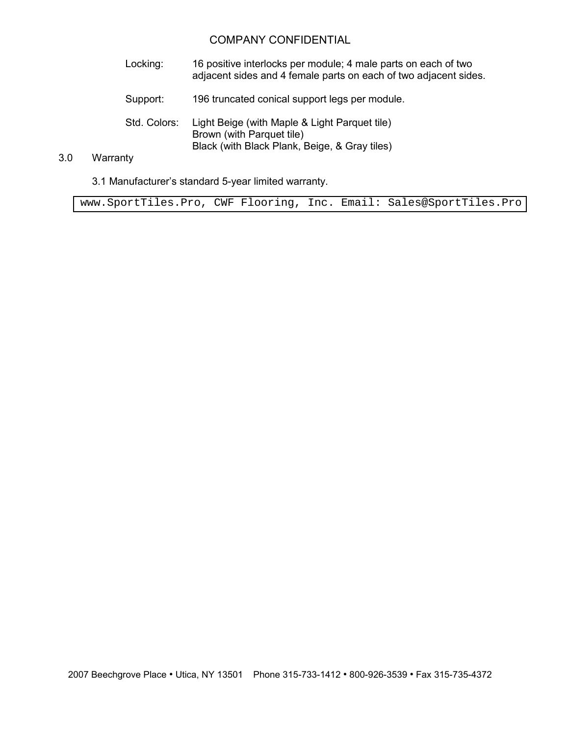Locking: 16 positive interlocks per module; 4 male parts on each of two adjacent sides and 4 female parts on each of two adjacent sides.

Support: 196 truncated conical support legs per module.

Std. Colors: Light Beige (with Maple & Light Parquet tile)
Brown (with Parquet tile)
Black (with Black Plank, Beige, & Gray tiles)

## 3.0 Warranty

3.1 Manufacturer's standard 5-year limited warranty.

www.SportTiles.Pro, CWF Flooring, Inc. Email: Sales@SportTiles.Pro